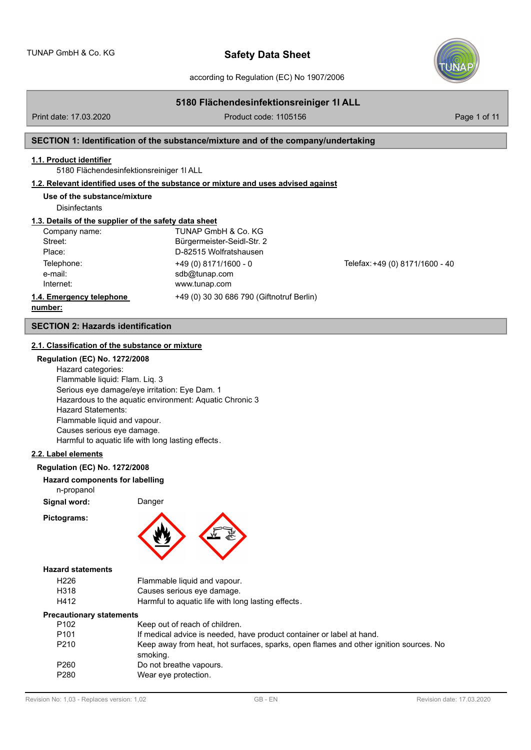# 5180 Flächendesinfektionsreiniger 1l ALL

Print date: 17.03.2020 | Product code: 1105156

## SECTION 1: Identification of the substance/mixture and of the company/undertaking

### 1.1. Product identifier

5180 Flächendesinfektionsreiniger 1l ALL

### 1.2. Relevant identified uses of the substance or mixture and uses advised against

**Use of the substance/mixture**

Disinfectants

### 1.3. Details of the supplier of the safety data sheet

| | | |
|---|---|---|
| Company name: | TUNAP GmbH & Co. KG | |
| Street: | Bürgermeister-Seidl-Str. 2 | |
| Place: | D-82515 Wolfratshausen | |
| Telephone: | +49 (0) 8171/1600 - 0 | Telefax: +49 (0) 8171/1600 - 40 |
| e-mail: | sdb@tunap.com | |
| Internet: | www.tunap.com | |

### 1.4. Emergency telephone number:

+49 (0) 30 30 686 790 (Giftnotruf Berlin)

## SECTION 2: Hazards identification

### 2.1. Classification of the substance or mixture

**Regulation (EC) No. 1272/2008**

Hazard categories:
Flammable liquid: Flam. Liq. 3
Serious eye damage/eye irritation: Eye Dam. 1
Hazardous to the aquatic environment: Aquatic Chronic 3
Hazard Statements:
Flammable liquid and vapour.
Causes serious eye damage.
Harmful to aquatic life with long lasting effects.

### 2.2. Label elements

**Regulation (EC) No. 1272/2008**

**Hazard components for labelling**

n-propanol

**Signal word:** Danger

**Pictograms:**

**Hazard statements**

| | |
|---|---|
| H226 | Flammable liquid and vapour. |
| H318 | Causes serious eye damage. |
| H412 | Harmful to aquatic life with long lasting effects. |

**Precautionary statements**

| | |
|---|---|
| P102 | Keep out of reach of children. |
| P101 | If medical advice is needed, have product container or label at hand. |
| P210 | Keep away from heat, hot surfaces, sparks, open flames and other ignition sources. No smoking. |
| P260 | Do not breathe vapours. |
| P280 | Wear eye protection. |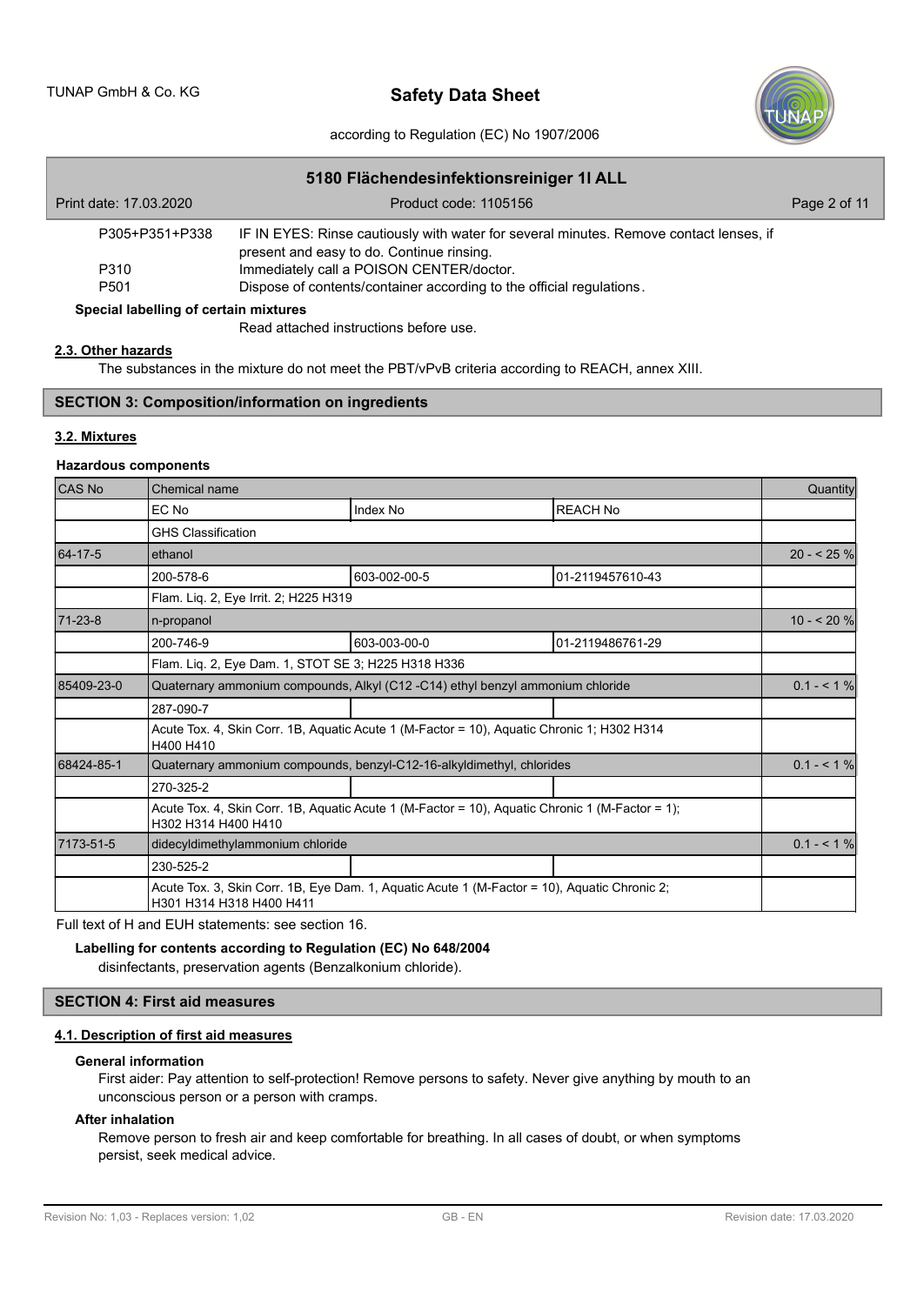| | |
|---|---|
| P305+P351+P338 | IF IN EYES: Rinse cautiously with water for several minutes. Remove contact lenses, if present and easy to do. Continue rinsing. |
| P310 | Immediately call a POISON CENTER/doctor. |
| P501 | Dispose of contents/container according to the official regulations. |

**Special labelling of certain mixtures**

Read attached instructions before use.

### 2.3. Other hazards

The substances in the mixture do not meet the PBT/vPvB criteria according to REACH, annex XIII.

## SECTION 3: Composition/information on ingredients

### 3.2. Mixtures

**Hazardous components**

| CAS No | Chemical name | | | Quantity |
|---|---|---|---|---|
| | EC No | Index No | REACH No | |
| | GHS Classification | | | |
| 64-17-5 | ethanol | | | 20 - < 25 % |
| | 200-578-6 | 603-002-00-5 | 01-2119457610-43 | |
| | Flam. Liq. 2, Eye Irrit. 2; H225 H319 | | | |
| 71-23-8 | n-propanol | | | 10 - < 20 % |
| | 200-746-9 | 603-003-00-0 | 01-2119486761-29 | |
| | Flam. Liq. 2, Eye Dam. 1, STOT SE 3; H225 H318 H336 | | | |
| 85409-23-0 | Quaternary ammonium compounds, Alkyl (C12 -C14) ethyl benzyl ammonium chloride | | | 0.1 - < 1 % |
| | 287-090-7 | | | |
| | Acute Tox. 4, Skin Corr. 1B, Aquatic Acute 1 (M-Factor = 10), Aquatic Chronic 1; H302 H314 H400 H410 | | | |
| 68424-85-1 | Quaternary ammonium compounds, benzyl-C12-16-alkyldimethyl, chlorides | | | 0.1 - < 1 % |
| | 270-325-2 | | | |
| | Acute Tox. 4, Skin Corr. 1B, Aquatic Acute 1 (M-Factor = 10), Aquatic Chronic 1 (M-Factor = 1); H302 H314 H400 H410 | | | |
| 7173-51-5 | didecyldimethylammonium chloride | | | 0.1 - < 1 % |
| | 230-525-2 | | | |
| | Acute Tox. 3, Skin Corr. 1B, Eye Dam. 1, Aquatic Acute 1 (M-Factor = 10), Aquatic Chronic 2; H301 H314 H318 H400 H411 | | | |

Full text of H and EUH statements: see section 16.

**Labelling for contents according to Regulation (EC) No 648/2004**

disinfectants, preservation agents (Benzalkonium chloride).

## SECTION 4: First aid measures

### 4.1. Description of first aid measures

**General information**

First aider: Pay attention to self-protection! Remove persons to safety. Never give anything by mouth to an unconscious person or a person with cramps.

**After inhalation**

Remove person to fresh air and keep comfortable for breathing. In all cases of doubt, or when symptoms persist, seek medical advice.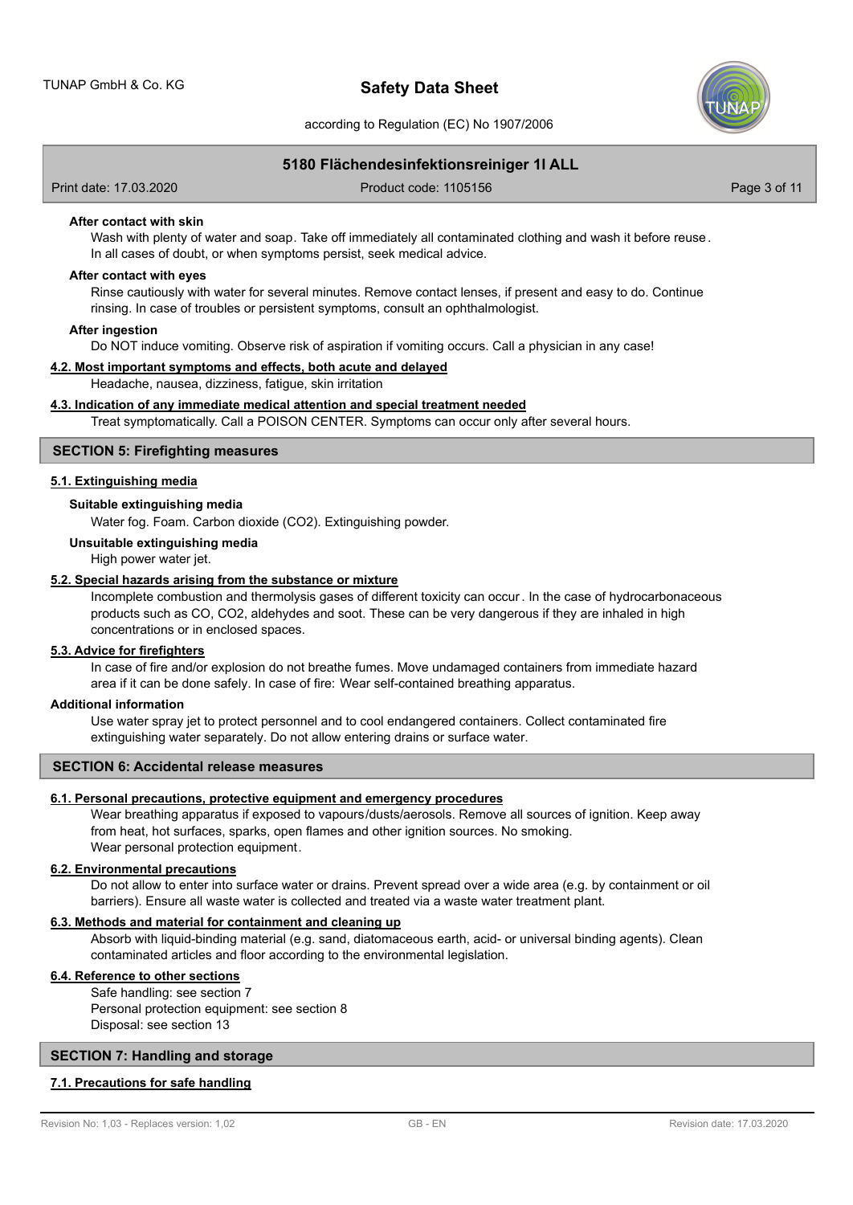#### After contact with skin

Wash with plenty of water and soap. Take off immediately all contaminated clothing and wash it before reuse. In all cases of doubt, or when symptoms persist, seek medical advice.

#### After contact with eyes

Rinse cautiously with water for several minutes. Remove contact lenses, if present and easy to do. Continue rinsing. In case of troubles or persistent symptoms, consult an ophthalmologist.

#### After ingestion

Do NOT induce vomiting. Observe risk of aspiration if vomiting occurs. Call a physician in any case!

### 4.2. Most important symptoms and effects, both acute and delayed

Headache, nausea, dizziness, fatigue, skin irritation

### 4.3. Indication of any immediate medical attention and special treatment needed

Treat symptomatically. Call a POISON CENTER. Symptoms can occur only after several hours.

## SECTION 5: Firefighting measures

### 5.1. Extinguishing media

#### Suitable extinguishing media

Water fog. Foam. Carbon dioxide ($CO_2$). Extinguishing powder.

#### Unsuitable extinguishing media

High power water jet.

### 5.2. Special hazards arising from the substance or mixture

Incomplete combustion and thermolysis gases of different toxicity can occur. In the case of hydrocarbonaceous products such as CO, $CO_2$, aldehydes and soot. These can be very dangerous if they are inhaled in high concentrations or in enclosed spaces.

### 5.3. Advice for firefighters

In case of fire and/or explosion do not breathe fumes. Move undamaged containers from immediate hazard area if it can be done safely. In case of fire: Wear self-contained breathing apparatus.

#### Additional information

Use water spray jet to protect personnel and to cool endangered containers. Collect contaminated fire extinguishing water separately. Do not allow entering drains or surface water.

## SECTION 6: Accidental release measures

### 6.1. Personal precautions, protective equipment and emergency procedures

Wear breathing apparatus if exposed to vapours/dusts/aerosols. Remove all sources of ignition. Keep away from heat, hot surfaces, sparks, open flames and other ignition sources. No smoking.
Wear personal protection equipment.

### 6.2. Environmental precautions

Do not allow to enter into surface water or drains. Prevent spread over a wide area (e.g. by containment or oil barriers). Ensure all waste water is collected and treated via a waste water treatment plant.

### 6.3. Methods and material for containment and cleaning up

Absorb with liquid-binding material (e.g. sand, diatomaceous earth, acid- or universal binding agents). Clean contaminated articles and floor according to the environmental legislation.

### 6.4. Reference to other sections

Safe handling: see section 7
Personal protection equipment: see section 8
Disposal: see section 13

## SECTION 7: Handling and storage

### 7.1. Precautions for safe handling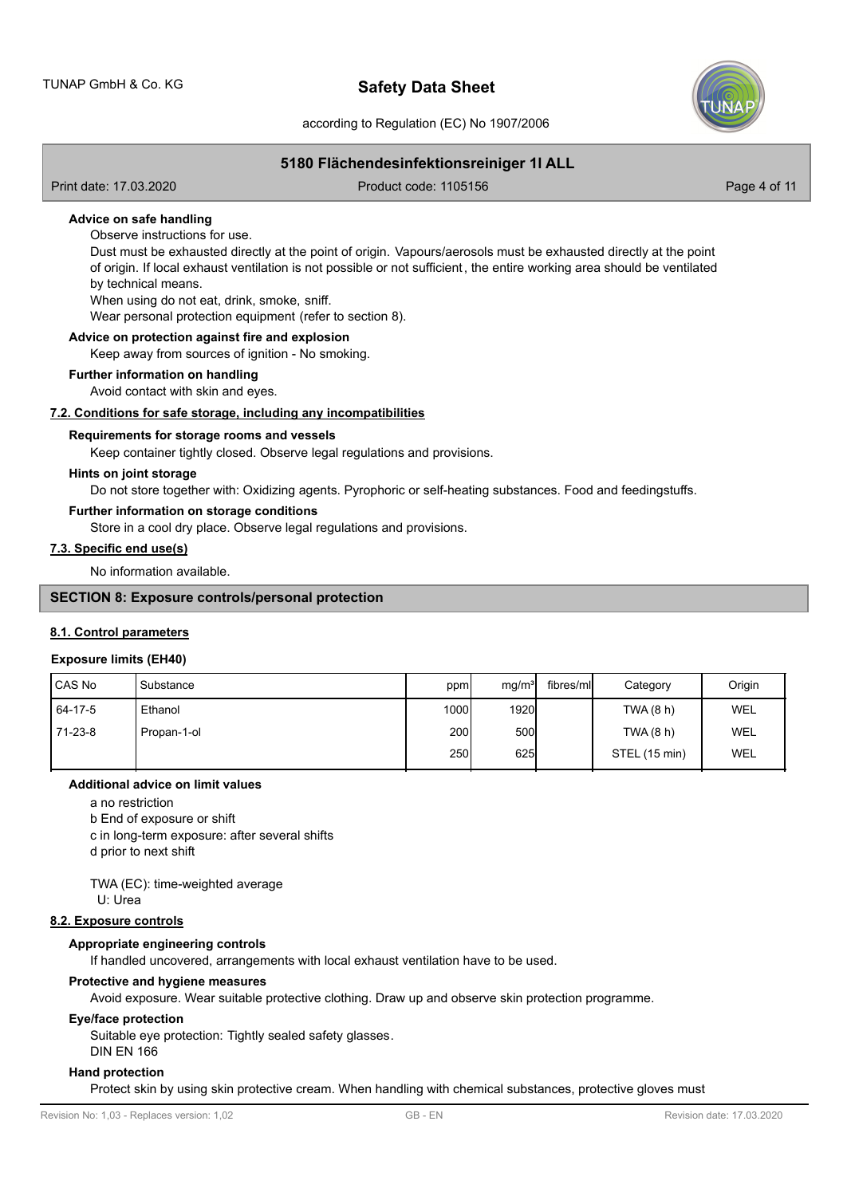#### Advice on safe handling

Observe instructions for use.

Dust must be exhausted directly at the point of origin. Vapours/aerosols must be exhausted directly at the point of origin. If local exhaust ventilation is not possible or not sufficient, the entire working area should be ventilated by technical means.

When using do not eat, drink, smoke, sniff.

Wear personal protection equipment (refer to section 8).

#### Advice on protection against fire and explosion

Keep away from sources of ignition - No smoking.

#### Further information on handling

Avoid contact with skin and eyes.

### 7.2. Conditions for safe storage, including any incompatibilities

#### Requirements for storage rooms and vessels

Keep container tightly closed. Observe legal regulations and provisions.

#### Hints on joint storage

Do not store together with: Oxidizing agents. Pyrophoric or self-heating substances. Food and feedingstuffs.

#### Further information on storage conditions

Store in a cool dry place. Observe legal regulations and provisions.

### 7.3. Specific end use(s)

No information available.

## SECTION 8: Exposure controls/personal protection

### 8.1. Control parameters

**Exposure limits (EH40)**

| CAS No | Substance | ppm | mg/m³ | fibres/ml | Category | Origin |
|---|---|---|---|---|---|---|
| 64-17-5 | Ethanol | 1000 | 1920 | | TWA (8 h) | WEL |
| 71-23-8 | Propan-1-ol | 200 | 500 | | TWA (8 h) | WEL |
| | | 250 | 625 | | STEL (15 min) | WEL |

#### Additional advice on limit values

a no restriction
b End of exposure or shift
c in long-term exposure: after several shifts
d prior to next shift

TWA (EC): time-weighted average
U: Urea

### 8.2. Exposure controls

#### Appropriate engineering controls

If handled uncovered, arrangements with local exhaust ventilation have to be used.

#### Protective and hygiene measures

Avoid exposure. Wear suitable protective clothing. Draw up and observe skin protection programme.

#### Eye/face protection

Suitable eye protection: Tightly sealed safety glasses.
DIN EN 166

#### Hand protection

Protect skin by using skin protective cream. When handling with chemical substances, protective gloves must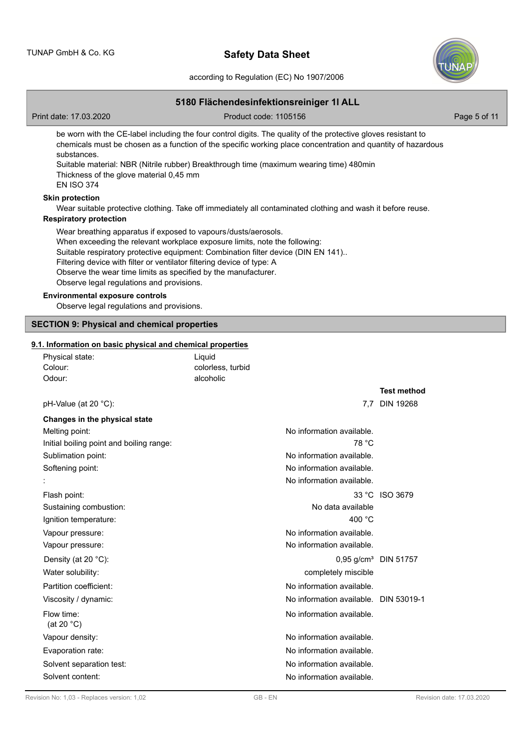be worn with the CE-label including the four control digits. The quality of the protective gloves resistant to chemicals must be chosen as a function of the specific working place concentration and quantity of hazardous substances.

Suitable material: NBR (Nitrile rubber) Breakthrough time (maximum wearing time) 480min

Thickness of the glove material 0,45 mm

EN ISO 374

**Skin protection**

Wear suitable protective clothing. Take off immediately all contaminated clothing and wash it before reuse.

**Respiratory protection**

Wear breathing apparatus if exposed to vapours/dusts/aerosols.

When exceeding the relevant workplace exposure limits, note the following:

Suitable respiratory protective equipment: Combination filter device (DIN EN 141)..

Filtering device with filter or ventilator filtering device of type: A

Observe the wear time limits as specified by the manufacturer.

Observe legal regulations and provisions.

**Environmental exposure controls**

Observe legal regulations and provisions.

## SECTION 9: Physical and chemical properties

### 9.1. Information on basic physical and chemical properties

| | | |
|---|---|---|
| Physical state: | Liquid | |
| Colour: | colorless, turbid | |
| Odour: | alcoholic | |
| | | **Test method** |
| pH-Value (at 20 °C): | 7,7 | DIN 19268 |
| **Changes in the physical state** | | |
| Melting point: | No information available. | |
| Initial boiling point and boiling range: | 78 °C | |
| Sublimation point: | No information available. | |
| Softening point: | No information available. | |
| : | No information available. | |
| Flash point: | 33 °C | ISO 3679 |
| Sustaining combustion: | No data available | |
| Ignition temperature: | 400 °C | |
| Vapour pressure: | No information available. | |
| Vapour pressure: | No information available. | |
| Density (at 20 °C): | 0,95 g/cm³ | DIN 51757 |
| Water solubility: | completely miscible | |
| Partition coefficient: | No information available. | |
| Viscosity / dynamic: | No information available. | DIN 53019-1 |
| Flow time: (at 20 °C) | No information available. | |
| Vapour density: | No information available. | |
| Evaporation rate: | No information available. | |
| Solvent separation test: | No information available. | |
| Solvent content: | No information available. | |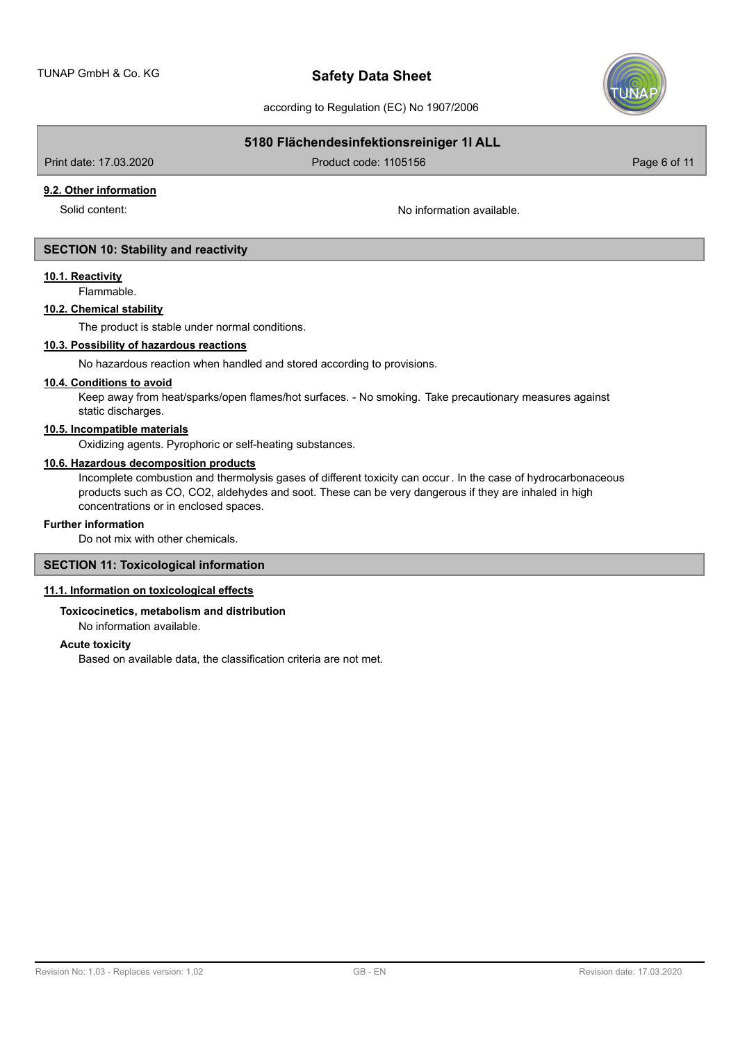### 9.2. Other information

Solid content: No information available.

## SECTION 10: Stability and reactivity

### 10.1. Reactivity

Flammable.

### 10.2. Chemical stability

The product is stable under normal conditions.

### 10.3. Possibility of hazardous reactions

No hazardous reaction when handled and stored according to provisions.

### 10.4. Conditions to avoid

Keep away from heat/sparks/open flames/hot surfaces. - No smoking. Take precautionary measures against static discharges.

### 10.5. Incompatible materials

Oxidizing agents. Pyrophoric or self-heating substances.

### 10.6. Hazardous decomposition products

Incomplete combustion and thermolysis gases of different toxicity can occur. In the case of hydrocarbonaceous products such as CO, $CO_2$, aldehydes and soot. These can be very dangerous if they are inhaled in high concentrations or in enclosed spaces.

**Further information**

Do not mix with other chemicals.

## SECTION 11: Toxicological information

### 11.1. Information on toxicological effects

**Toxicocinetics, metabolism and distribution**

No information available.

**Acute toxicity**

Based on available data, the classification criteria are not met.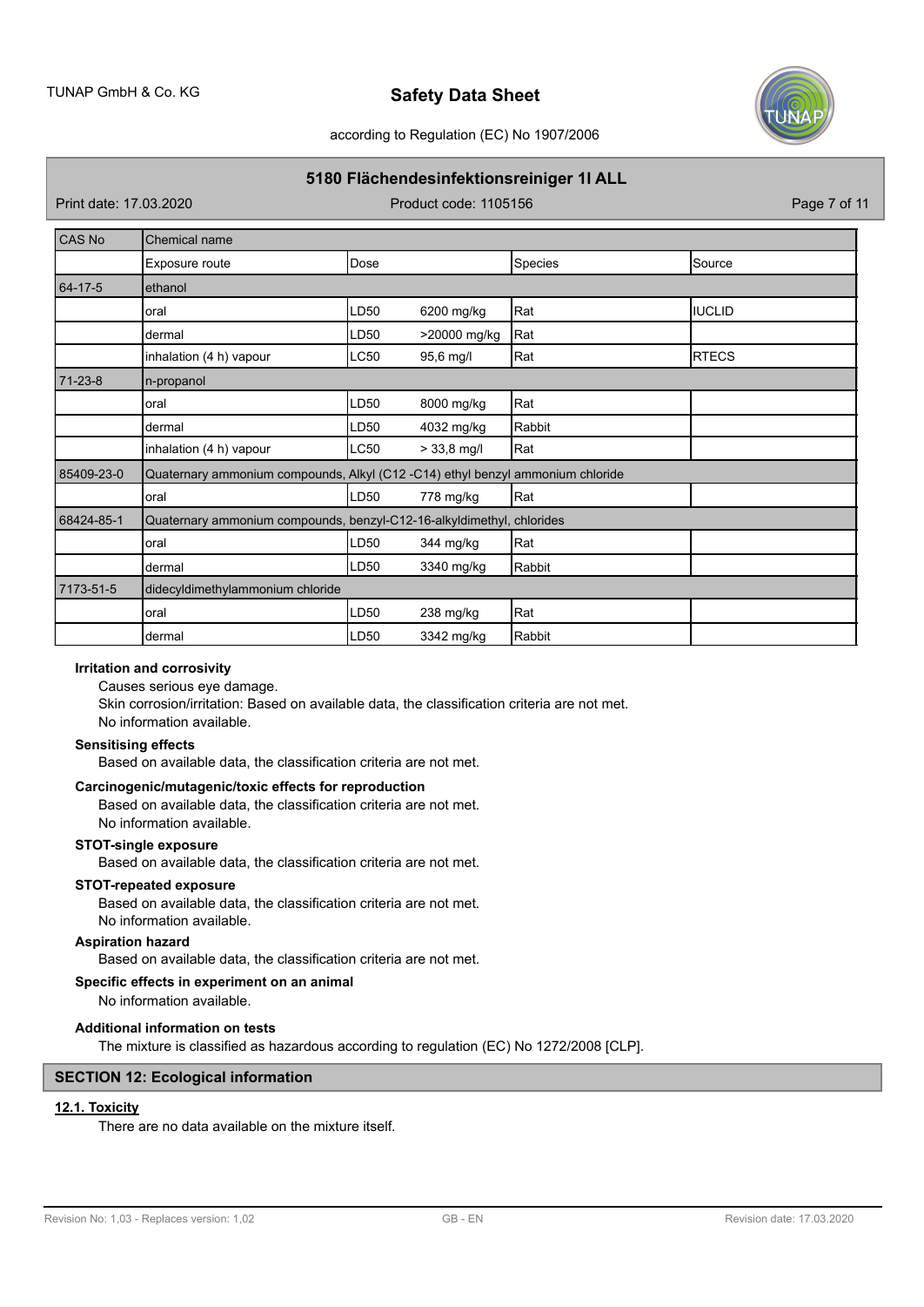| CAS No | Chemical name | | | | |
|---|---|---|---|---|---|
| | Exposure route | Dose | | Species | Source |
| 64-17-5 | ethanol | | | | |
| | oral | LD50 | 6200 mg/kg | Rat | IUCLID |
| | dermal | LD50 | >20000 mg/kg | Rat | |
| | inhalation (4 h) vapour | LC50 | 95,6 mg/l | Rat | RTECS |
| 71-23-8 | n-propanol | | | | |
| | oral | LD50 | 8000 mg/kg | Rat | |
| | dermal | LD50 | 4032 mg/kg | Rabbit | |
| | inhalation (4 h) vapour | LC50 | > 33,8 mg/l | Rat | |
| 85409-23-0 | Quaternary ammonium compounds, Alkyl (C12 -C14) ethyl benzyl ammonium chloride | | | | |
| | oral | LD50 | 778 mg/kg | Rat | |
| 68424-85-1 | Quaternary ammonium compounds, benzyl-C12-16-alkyldimethyl, chlorides | | | | |
| | oral | LD50 | 344 mg/kg | Rat | |
| | dermal | LD50 | 3340 mg/kg | Rabbit | |
| 7173-51-5 | didecyldimethylammonium chloride | | | | |
| | oral | LD50 | 238 mg/kg | Rat | |
| | dermal | LD50 | 3342 mg/kg | Rabbit | |

**Irritation and corrosivity**

Causes serious eye damage.
Skin corrosion/irritation: Based on available data, the classification criteria are not met.
No information available.

**Sensitising effects**

Based on available data, the classification criteria are not met.

**Carcinogenic/mutagenic/toxic effects for reproduction**

Based on available data, the classification criteria are not met.
No information available.

**STOT-single exposure**

Based on available data, the classification criteria are not met.

**STOT-repeated exposure**

Based on available data, the classification criteria are not met.
No information available.

**Aspiration hazard**

Based on available data, the classification criteria are not met.

**Specific effects in experiment on an animal**

No information available.

**Additional information on tests**

The mixture is classified as hazardous according to regulation (EC) No 1272/2008 [CLP].

## SECTION 12: Ecological information

### 12.1. Toxicity

There are no data available on the mixture itself.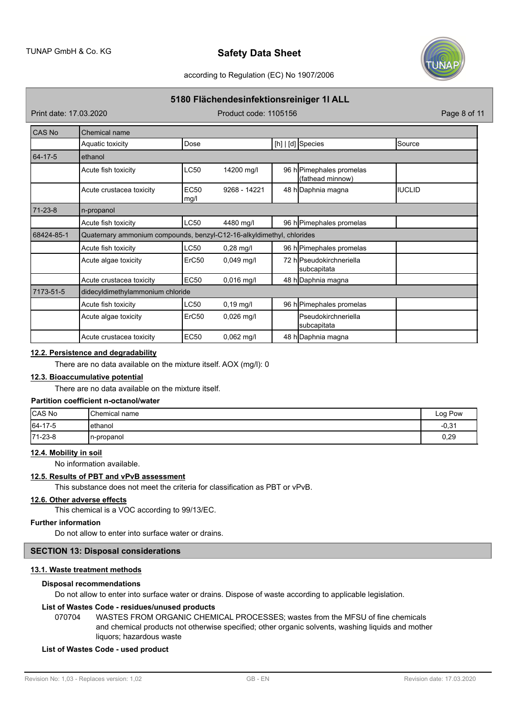| CAS No | Chemical name | | | | | |
|---|---|---|---|---|---|---|
| | Aquatic toxicity | Dose | | [h] \| [d] | Species | Source |
| 64-17-5 | ethanol | | | | | |
| | Acute fish toxicity | LC50 | 14200 mg/l | 96 h | Pimephales promelas (fathead minnow) | |
| | Acute crustacea toxicity | EC50 mg/l | 9268 - 14221 | 48 h | Daphnia magna | IUCLID |
| 71-23-8 | n-propanol | | | | | |
| | Acute fish toxicity | LC50 | 4480 mg/l | 96 h | Pimephales promelas | |
| 68424-85-1 | Quaternary ammonium compounds, benzyl-C12-16-alkyldimethyl, chlorides | | | | | |
| | Acute fish toxicity | LC50 | 0,28 mg/l | 96 h | Pimephales promelas | |
| | Acute algae toxicity | ErC50 | 0,049 mg/l | 72 h | Pseudokirchneriella subcapitata | |
| | Acute crustacea toxicity | EC50 | 0,016 mg/l | 48 h | Daphnia magna | |
| 7173-51-5 | didecyldimethylammonium chloride | | | | | |
| | Acute fish toxicity | LC50 | 0,19 mg/l | 96 h | Pimephales promelas | |
| | Acute algae toxicity | ErC50 | 0,026 mg/l | | Pseudokirchneriella subcapitata | |
| | Acute crustacea toxicity | EC50 | 0,062 mg/l | 48 h | Daphnia magna | |

### 12.2. Persistence and degradability

There are no data available on the mixture itself. AOX (mg/l): 0

### 12.3. Bioaccumulative potential

There are no data available on the mixture itself.

**Partition coefficient n-octanol/water**

| CAS No | Chemical name | Log Pow |
|---|---|---|
| 64-17-5 | ethanol | -0,31 |
| 71-23-8 | n-propanol | 0,29 |

### 12.4. Mobility in soil

No information available.

### 12.5. Results of PBT and vPvB assessment

This substance does not meet the criteria for classification as PBT or vPvB.

### 12.6. Other adverse effects

This chemical is a VOC according to 99/13/EC.

**Further information**

Do not allow to enter into surface water or drains.

## SECTION 13: Disposal considerations

### 13.1. Waste treatment methods

**Disposal recommendations**

Do not allow to enter into surface water or drains. Dispose of waste according to applicable legislation.

**List of Wastes Code - residues/unused products**

070704 WASTES FROM ORGANIC CHEMICAL PROCESSES; wastes from the MFSU of fine chemicals and chemical products not otherwise specified; other organic solvents, washing liquids and mother liquors; hazardous waste

**List of Wastes Code - used product**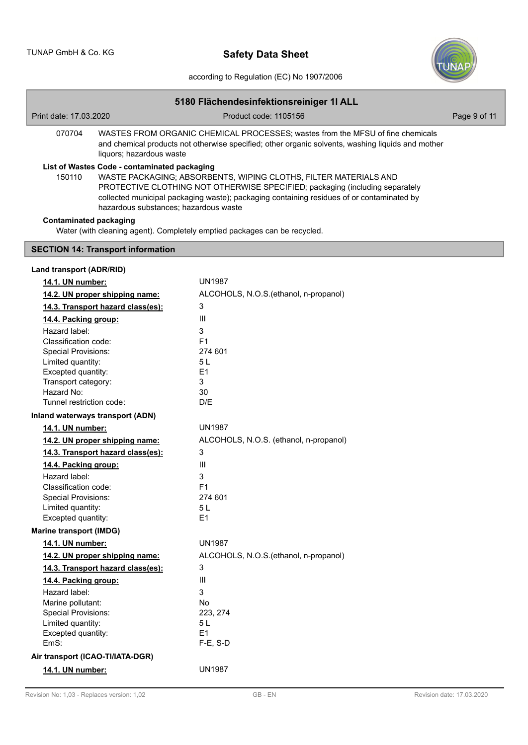| | |
|---|---|
| 070704 | WASTES FROM ORGANIC CHEMICAL PROCESSES; wastes from the MFSU of fine chemicals and chemical products not otherwise specified; other organic solvents, washing liquids and mother liquors; hazardous waste |

**List of Wastes Code - contaminated packaging**

| | |
|---|---|
| 150110 | WASTE PACKAGING; ABSORBENTS, WIPING CLOTHS, FILTER MATERIALS AND PROTECTIVE CLOTHING NOT OTHERWISE SPECIFIED; packaging (including separately collected municipal packaging waste); packaging containing residues of or contaminated by hazardous substances; hazardous waste |

**Contaminated packaging**

Water (with cleaning agent). Completely emptied packages can be recycled.

## SECTION 14: Transport information

**Land transport (ADR/RID)**

| | |
|---|---|
| **14.1. UN number:** | UN1987 |
| **14.2. UN proper shipping name:** | ALCOHOLS, N.O.S.(ethanol, n-propanol) |
| **14.3. Transport hazard class(es):** | 3 |
| **14.4. Packing group:** | III |
| Hazard label: | 3 |
| Classification code: | F1 |
| Special Provisions: | 274 601 |
| Limited quantity: | 5 L |
| Excepted quantity: | E1 |
| Transport category: | 3 |
| Hazard No: | 30 |
| Tunnel restriction code: | D/E |

**Inland waterways transport (ADN)**

| | |
|---|---|
| **14.1. UN number:** | UN1987 |
| **14.2. UN proper shipping name:** | ALCOHOLS, N.O.S. (ethanol, n-propanol) |
| **14.3. Transport hazard class(es):** | 3 |
| **14.4. Packing group:** | III |
| Hazard label: | 3 |
| Classification code: | F1 |
| Special Provisions: | 274 601 |
| Limited quantity: | 5 L |
| Excepted quantity: | E1 |

**Marine transport (IMDG)**

| | |
|---|---|
| **14.1. UN number:** | UN1987 |
| **14.2. UN proper shipping name:** | ALCOHOLS, N.O.S.(ethanol, n-propanol) |
| **14.3. Transport hazard class(es):** | 3 |
| **14.4. Packing group:** | III |
| Hazard label: | 3 |
| Marine pollutant: | No |
| Special Provisions: | 223, 274 |
| Limited quantity: | 5 L |
| Excepted quantity: | E1 |
| EmS: | F-E, S-D |

**Air transport (ICAO-TI/IATA-DGR)**

| | |
|---|---|
| **14.1. UN number:** | UN1987 |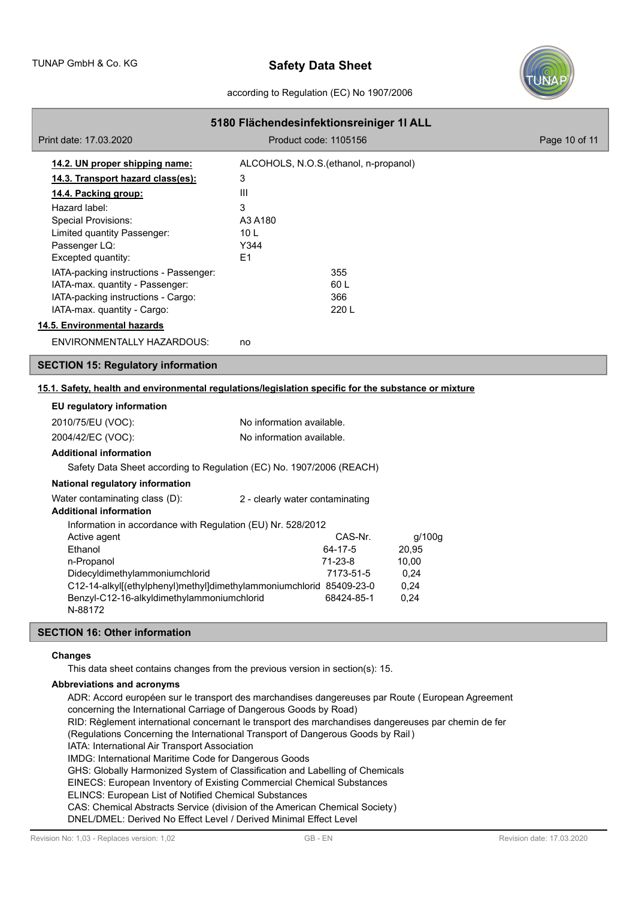**14.2. UN proper shipping name:** ALCOHOLS, N.O.S.(ethanol, n-propanol)

**14.3. Transport hazard class(es):** 3

**14.4. Packing group:** III

Hazard label: 3

Special Provisions: A3 A180

Limited quantity Passenger: 10 L

Passenger LQ: Y344

Excepted quantity: E1

IATA-packing instructions - Passenger: 355

IATA-max. quantity - Passenger: 60 L

IATA-packing instructions - Cargo: 366

IATA-max. quantity - Cargo: 220 L

**14.5. Environmental hazards**

ENVIRONMENTALLY HAZARDOUS: no

## SECTION 15: Regulatory information

**15.1. Safety, health and environmental regulations/legislation specific for the substance or mixture**

**EU regulatory information**

2010/75/EU (VOC): No information available.

2004/42/EC (VOC): No information available.

**Additional information**

Safety Data Sheet according to Regulation (EC) No. 1907/2006 (REACH)

**National regulatory information**

Water contaminating class (D): 2 - clearly water contaminating

**Additional information**

Information in accordance with Regulation (EU) Nr. 528/2012

| Active agent | CAS-Nr. | g/100g |
|---|---|---|
| Ethanol | 64-17-5 | 20,95 |
| n-Propanol | 71-23-8 | 10,00 |
| Didecyldimethylammoniumchlorid | 7173-51-5 | 0,24 |
| C12-14-alkyl[(ethylphenyl)methyl]dimethylammoniumchlorid | 85409-23-0 | 0,24 |
| Benzyl-C12-16-alkyldimethylammoniumchlorid | 68424-85-1 | 0,24 |

N-88172

## SECTION 16: Other information

**Changes**

This data sheet contains changes from the previous version in section(s): 15.

**Abbreviations and acronyms**

ADR: Accord européen sur le transport des marchandises dangereuses par Route (European Agreement concerning the International Carriage of Dangerous Goods by Road)
RID: Règlement international concernant le transport des marchandises dangereuses par chemin de fer (Regulations Concerning the International Transport of Dangerous Goods by Rail)
IATA: International Air Transport Association
IMDG: International Maritime Code for Dangerous Goods
GHS: Globally Harmonized System of Classification and Labelling of Chemicals
EINECS: European Inventory of Existing Commercial Chemical Substances
ELINCS: European List of Notified Chemical Substances
CAS: Chemical Abstracts Service (division of the American Chemical Society)
DNEL/DMEL: Derived No Effect Level / Derived Minimal Effect Level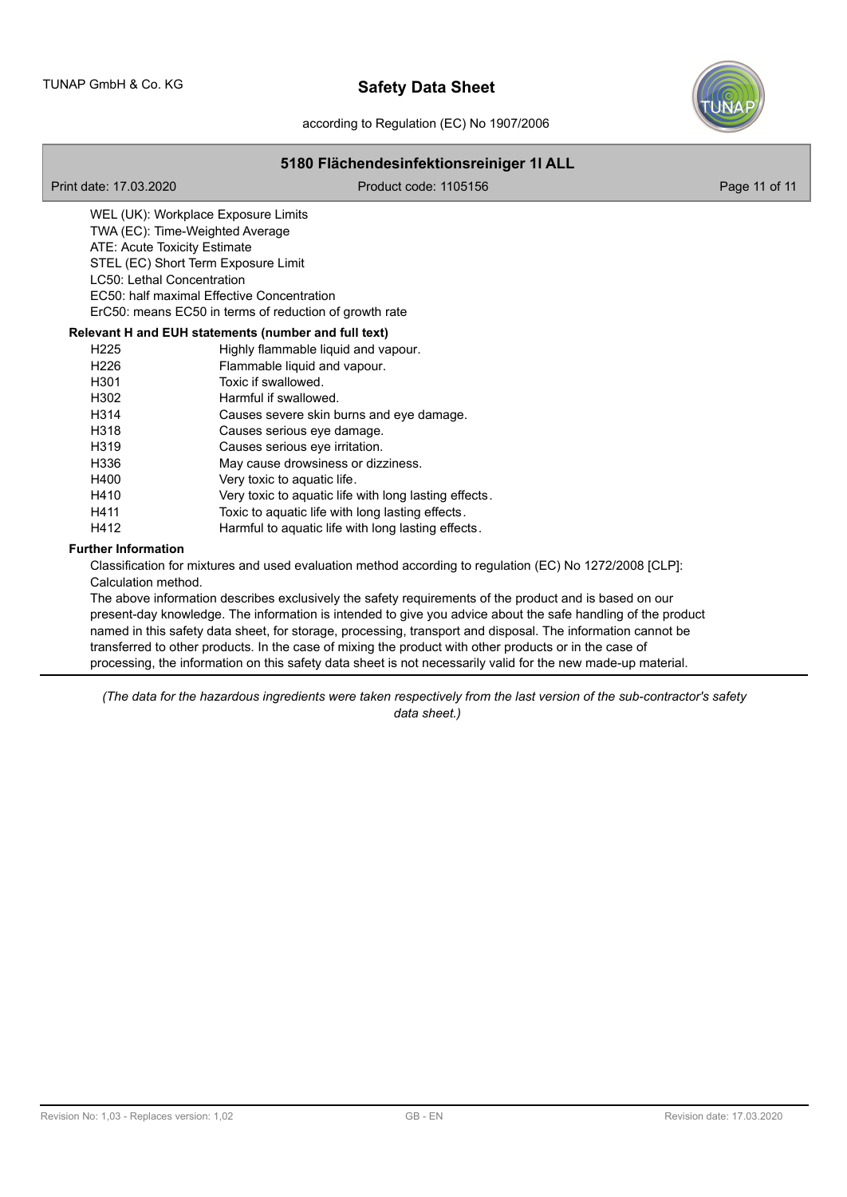WEL (UK): Workplace Exposure Limits
TWA (EC): Time-Weighted Average
ATE: Acute Toxicity Estimate
STEL (EC) Short Term Exposure Limit
LC50: Lethal Concentration
EC50: half maximal Effective Concentration
ErC50: means EC50 in terms of reduction of growth rate

**Relevant H and EUH statements (number and full text)**

| | |
|---|---|
| H225 | Highly flammable liquid and vapour. |
| H226 | Flammable liquid and vapour. |
| H301 | Toxic if swallowed. |
| H302 | Harmful if swallowed. |
| H314 | Causes severe skin burns and eye damage. |
| H318 | Causes serious eye damage. |
| H319 | Causes serious eye irritation. |
| H336 | May cause drowsiness or dizziness. |
| H400 | Very toxic to aquatic life. |
| H410 | Very toxic to aquatic life with long lasting effects. |
| H411 | Toxic to aquatic life with long lasting effects. |
| H412 | Harmful to aquatic life with long lasting effects. |

**Further Information**

Classification for mixtures and used evaluation method according to regulation (EC) No 1272/2008 [CLP]: Calculation method.

The above information describes exclusively the safety requirements of the product and is based on our present-day knowledge. The information is intended to give you advice about the safe handling of the product named in this safety data sheet, for storage, processing, transport and disposal. The information cannot be transferred to other products. In the case of mixing the product with other products or in the case of processing, the information on this safety data sheet is not necessarily valid for the new made-up material.

---

*(The data for the hazardous ingredients were taken respectively from the last version of the sub-contractor's safety data sheet.)*